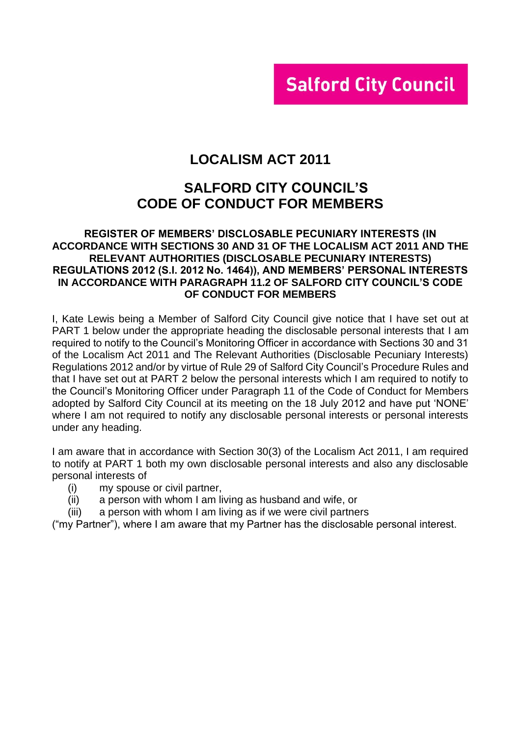Salford City Council

# LOCALISM ACT 2011

# SALFORD CITY COUNCIL'S CODE OF CONDUCT FOR MEMBERS

## REGISTER OF MEMBERS' DISCLOSABLE PECUNIARY INTERESTS (IN ACCORDANCE WITH SECTIONS 30 AND 31 OF THE LOCALISM ACT 2011 AND THE RELEVANT AUTHORITIES (DISCLOSABLE PECUNIARY INTERESTS) REGULATIONS 2012 (S.I. 2012 No. 1464)), AND MEMBERS' PERSONAL INTERESTS IN ACCORDANCE WITH PARAGRAPH 11.2 OF SALFORD CITY COUNCIL'S CODE OF CONDUCT FOR MEMBERS

I, Kate Lewis being a Member of Salford City Council give notice that I have set out at PART 1 below under the appropriate heading the disclosable personal interests that I am required to notify to the Council's Monitoring Officer in accordance with Sections 30 and 31 of the Localism Act 2011 and The Relevant Authorities (Disclosable Pecuniary Interests) Regulations 2012 and/or by virtue of Rule 29 of Salford City Council's Procedure Rules and that I have set out at PART 2 below the personal interests which I am required to notify to the Council's Monitoring Officer under Paragraph 11 of the Code of Conduct for Members adopted by Salford City Council at its meeting on the 18 July 2012 and have put 'NONE' where I am not required to notify any disclosable personal interests or personal interests under any heading.

I am aware that in accordance with Section 30(3) of the Localism Act 2011, I am required to notify at PART 1 both my own disclosable personal interests and also any disclosable personal interests of

(i) my spouse or civil partner,
(ii) a person with whom I am living as husband and wife, or
(iii) a person with whom I am living as if we were civil partners

("my Partner"), where I am aware that my Partner has the disclosable personal interest.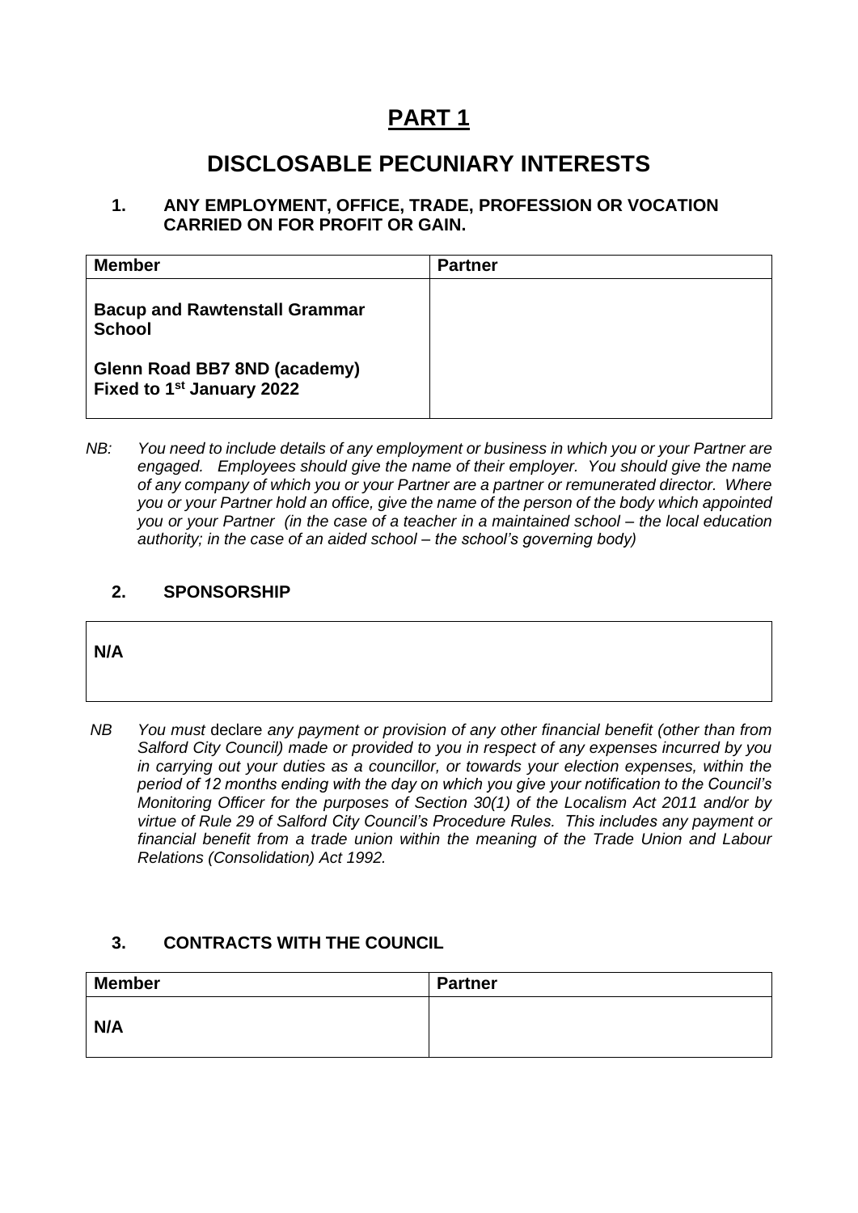# PART 1

## DISCLOSABLE PECUNIARY INTERESTS

### 1. ANY EMPLOYMENT, OFFICE, TRADE, PROFESSION OR VOCATION CARRIED ON FOR PROFIT OR GAIN.

| Member | Partner |
|---|---|
| **Bacup and Rawtenstall Grammar School**<br><br>**Glenn Road BB7 8ND (academy) Fixed to 1st January 2022** | |

*NB: You need to include details of any employment or business in which you or your Partner are engaged. Employees should give the name of their employer. You should give the name of any company of which you or your Partner are a partner or remunerated director. Where you or your Partner hold an office, give the name of the person of the body which appointed you or your Partner (in the case of a teacher in a maintained school – the local education authority; in the case of an aided school – the school's governing body)*

### 2. SPONSORSHIP

| N/A |
|---|

*NB You must* declare *any payment or provision of any other financial benefit (other than from Salford City Council) made or provided to you in respect of any expenses incurred by you in carrying out your duties as a councillor, or towards your election expenses, within the period of 12 months ending with the day on which you give your notification to the Council's Monitoring Officer for the purposes of Section 30(1) of the Localism Act 2011 and/or by virtue of Rule 29 of Salford City Council's Procedure Rules. This includes any payment or financial benefit from a trade union within the meaning of the Trade Union and Labour Relations (Consolidation) Act 1992.*

### 3. CONTRACTS WITH THE COUNCIL

| Member | Partner |
|---|---|
| **N/A** | |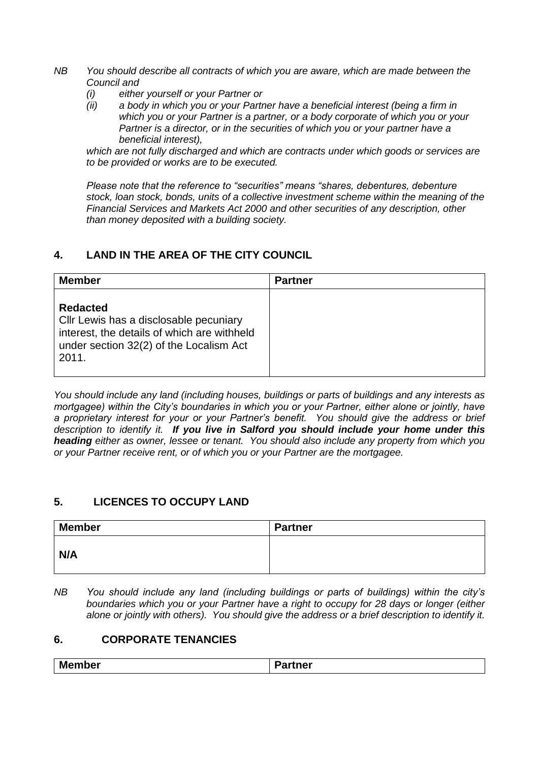*NB You should describe all contracts of which you are aware, which are made between the Council and*

*(i) either yourself or your Partner or*

*(ii) a body in which you or your Partner have a beneficial interest (being a firm in which you or your Partner is a partner, or a body corporate of which you or your Partner is a director, or in the securities of which you or your partner have a beneficial interest),*

*which are not fully discharged and which are contracts under which goods or services are to be provided or works are to be executed.*

*Please note that the reference to "securities" means "shares, debentures, debenture stock, loan stock, bonds, units of a collective investment scheme within the meaning of the Financial Services and Markets Act 2000 and other securities of any description, other than money deposited with a building society.*

## 4. LAND IN THE AREA OF THE CITY COUNCIL

| Member | Partner |
|---|---|
| **Redacted** Cllr Lewis has a disclosable pecuniary interest, the details of which are withheld under section 32(2) of the Localism Act 2011. | |

*You should include any land (including houses, buildings or parts of buildings and any interests as mortgagee) within the City's boundaries in which you or your Partner, either alone or jointly, have a proprietary interest for your or your Partner's benefit. You should give the address or brief description to identify it.* ***If you live in Salford you should include your home under this heading*** *either as owner, lessee or tenant. You should also include any property from which you or your Partner receive rent, or of which you or your Partner are the mortgagee.*

## 5. LICENCES TO OCCUPY LAND

| Member | Partner |
|---|---|
| **N/A** | |

*NB You should include any land (including buildings or parts of buildings) within the city's boundaries which you or your Partner have a right to occupy for 28 days or longer (either alone or jointly with others). You should give the address or a brief description to identify it.*

## 6. CORPORATE TENANCIES

| Member | Partner |
|---|---|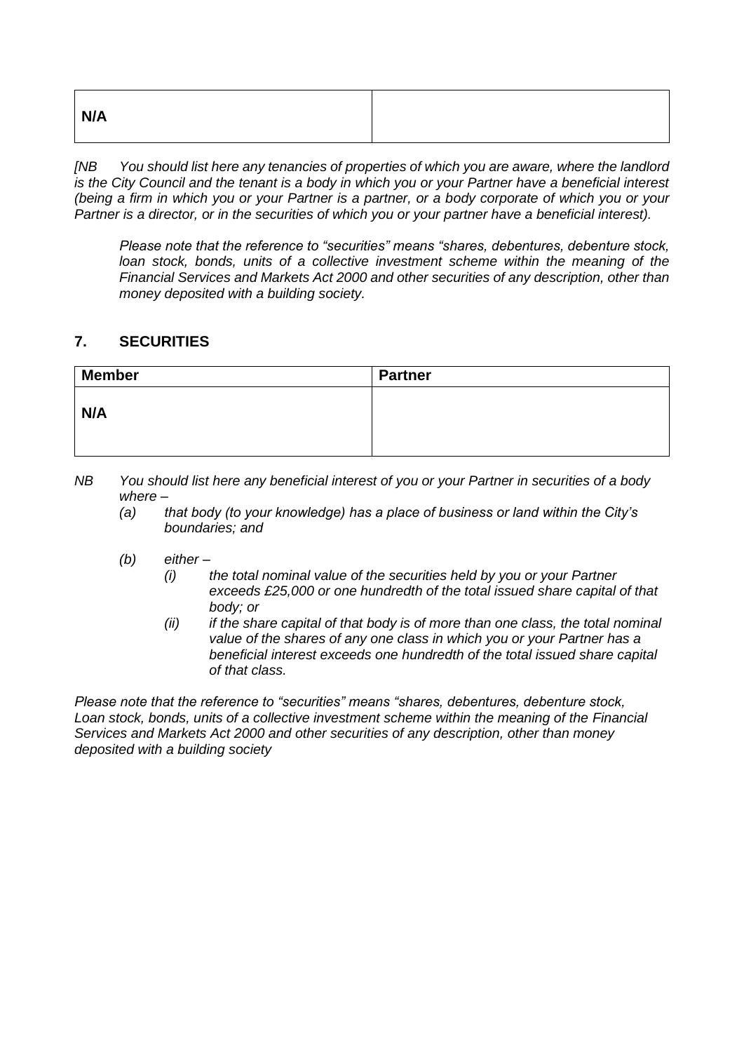| N/A | |
|---|---|

*[NB You should list here any tenancies of properties of which you are aware, where the landlord is the City Council and the tenant is a body in which you or your Partner have a beneficial interest (being a firm in which you or your Partner is a partner, or a body corporate of which you or your Partner is a director, or in the securities of which you or your partner have a beneficial interest).*

*Please note that the reference to "securities" means "shares, debentures, debenture stock, loan stock, bonds, units of a collective investment scheme within the meaning of the Financial Services and Markets Act 2000 and other securities of any description, other than money deposited with a building society.*

## 7. SECURITIES

| Member | Partner |
|---|---|
| N/A | |

*NB You should list here any beneficial interest of you or your Partner in securities of a body where –*

*(a) that body (to your knowledge) has a place of business or land within the City's boundaries; and*

*(b) either –*

*(i) the total nominal value of the securities held by you or your Partner exceeds £25,000 or one hundredth of the total issued share capital of that body; or*

*(ii) if the share capital of that body is of more than one class, the total nominal value of the shares of any one class in which you or your Partner has a beneficial interest exceeds one hundredth of the total issued share capital of that class.*

*Please note that the reference to "securities" means "shares, debentures, debenture stock, Loan stock, bonds, units of a collective investment scheme within the meaning of the Financial Services and Markets Act 2000 and other securities of any description, other than money deposited with a building society*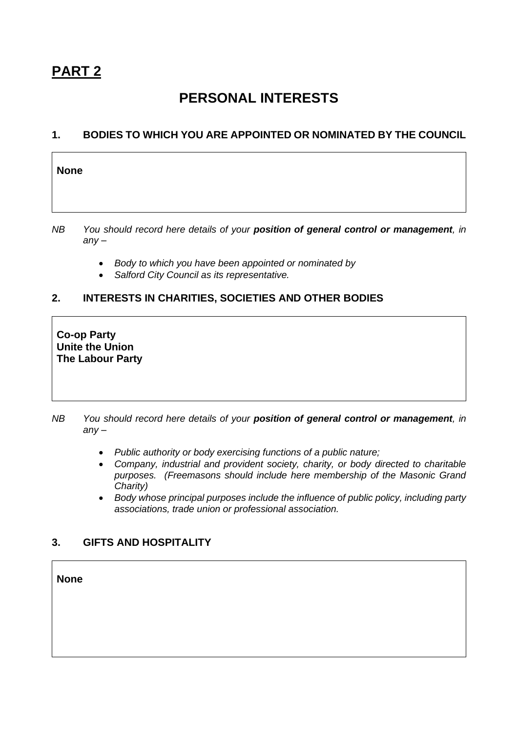# PART 2

## PERSONAL INTERESTS

### 1. BODIES TO WHICH YOU ARE APPOINTED OR NOMINATED BY THE COUNCIL

**None**

*NB You should record here details of your* ***position of general control or management****, in any –*

- *Body to which you have been appointed or nominated by*
- *Salford City Council as its representative.*

### 2. INTERESTS IN CHARITIES, SOCIETIES AND OTHER BODIES

**Co-op Party**
**Unite the Union**
**The Labour Party**

*NB You should record here details of your* ***position of general control or management****, in any –*

- *Public authority or body exercising functions of a public nature;*
- *Company, industrial and provident society, charity, or body directed to charitable purposes. (Freemasons should include here membership of the Masonic Grand Charity)*
- *Body whose principal purposes include the influence of public policy, including party associations, trade union or professional association.*

### 3. GIFTS AND HOSPITALITY

**None**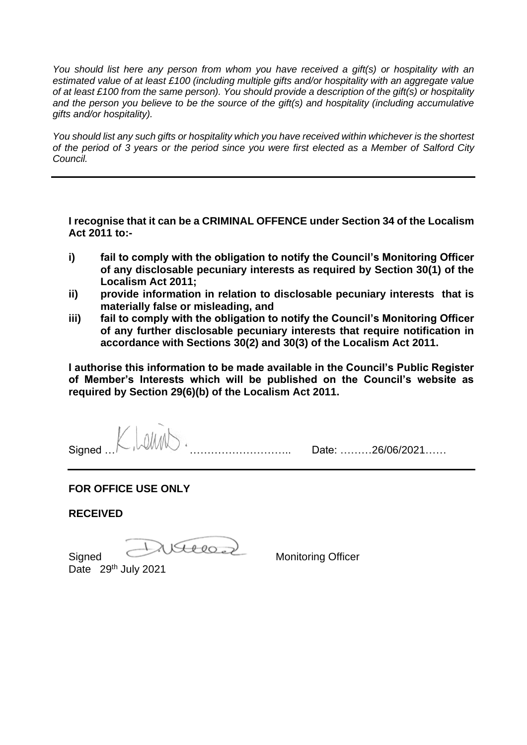*You should list here any person from whom you have received a gift(s) or hospitality with an estimated value of at least £100 (including multiple gifts and/or hospitality with an aggregate value of at least £100 from the same person). You should provide a description of the gift(s) or hospitality and the person you believe to be the source of the gift(s) and hospitality (including accumulative gifts and/or hospitality).*

*You should list any such gifts or hospitality which you have received within whichever is the shortest of the period of 3 years or the period since you were first elected as a Member of Salford City Council.*

---

**I recognise that it can be a CRIMINAL OFFENCE under Section 34 of the Localism Act 2011 to:-**

- **i) fail to comply with the obligation to notify the Council's Monitoring Officer of any disclosable pecuniary interests as required by Section 30(1) of the Localism Act 2011;**
- **ii) provide information in relation to disclosable pecuniary interests that is materially false or misleading, and**
- **iii) fail to comply with the obligation to notify the Council's Monitoring Officer of any further disclosable pecuniary interests that require notification in accordance with Sections 30(2) and 30(3) of the Localism Act 2011.**

**I authorise this information to be made available in the Council's Public Register of Member's Interests which will be published on the Council's website as required by Section 29(6)(b) of the Localism Act 2011.**

Signed …K. Lewis.……………………….. Date: ………26/06/2021……

---

**FOR OFFICE USE ONLY**

**RECEIVED**

Signed Monitoring Officer

Date 29th July 2021